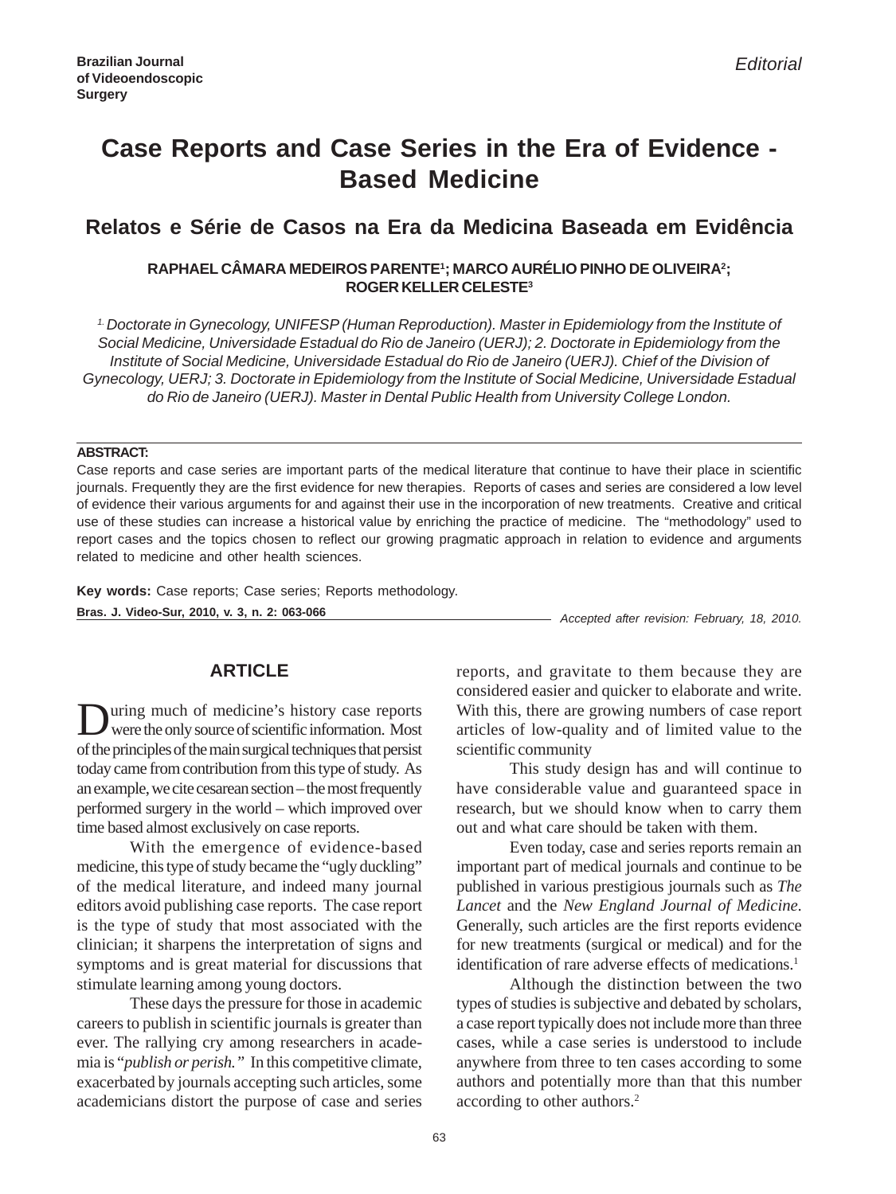Brazilian Journal of Videoendoscopic Surgery

*Editorial*

# Case Reports and Case Series in the Era of Evidence - Based Medicine

## Relatos e Série de Casos na Era da Medicina Baseada em Evidência

**RAPHAEL CÂMARA MEDEIROS PARENTE[1]; MARCO AURÉLIO PINHO DE OLIVEIRA[2]; ROGER KELLER CELESTE[3]**

*[1.] Doctorate in Gynecology, UNIFESP (Human Reproduction). Master in Epidemiology from the Institute of Social Medicine, Universidade Estadual do Rio de Janeiro (UERJ); 2. Doctorate in Epidemiology from the Institute of Social Medicine, Universidade Estadual do Rio de Janeiro (UERJ). Chief of the Division of Gynecology, UERJ; 3. Doctorate in Epidemiology from the Institute of Social Medicine, Universidade Estadual do Rio de Janeiro (UERJ). Master in Dental Public Health from University College London.*

**ABSTRACT:**

Case reports and case series are important parts of the medical literature that continue to have their place in scientific journals. Frequently they are the first evidence for new therapies. Reports of cases and series are considered a low level of evidence their various arguments for and against their use in the incorporation of new treatments. Creative and critical use of these studies can increase a historical value by enriching the practice of medicine. The "methodology" used to report cases and the topics chosen to reflect our growing pragmatic approach in relation to evidence and arguments related to medicine and other health sciences.

**Key words:** Case reports; Case series; Reports methodology.

**Bras. J. Video-Sur, 2010, v. 3, n. 2: 063-066**

*Accepted after revision: February, 18, 2010.*

## ARTICLE

During much of medicine's history case reports were the only source of scientific information. Most of the principles of the main surgical techniques that persist today came from contribution from this type of study. As an example, we cite cesarean section – the most frequently performed surgery in the world – which improved over time based almost exclusively on case reports.

With the emergence of evidence-based medicine, this type of study became the "ugly duckling" of the medical literature, and indeed many journal editors avoid publishing case reports. The case report is the type of study that most associated with the clinician; it sharpens the interpretation of signs and symptoms and is great material for discussions that stimulate learning among young doctors.

These days the pressure for those in academic careers to publish in scientific journals is greater than ever. The rallying cry among researchers in academia is "*publish or perish.*" In this competitive climate, exacerbated by journals accepting such articles, some academicians distort the purpose of case and series reports, and gravitate to them because they are considered easier and quicker to elaborate and write. With this, there are growing numbers of case report articles of low-quality and of limited value to the scientific community

This study design has and will continue to have considerable value and guaranteed space in research, but we should know when to carry them out and what care should be taken with them.

Even today, case and series reports remain an important part of medical journals and continue to be published in various prestigious journals such as *The Lancet* and the *New England Journal of Medicine*. Generally, such articles are the first reports evidence for new treatments (surgical or medical) and for the identification of rare adverse effects of medications.[1]

Although the distinction between the two types of studies is subjective and debated by scholars, a case report typically does not include more than three cases, while a case series is understood to include anywhere from three to ten cases according to some authors and potentially more than that this number according to other authors.[2]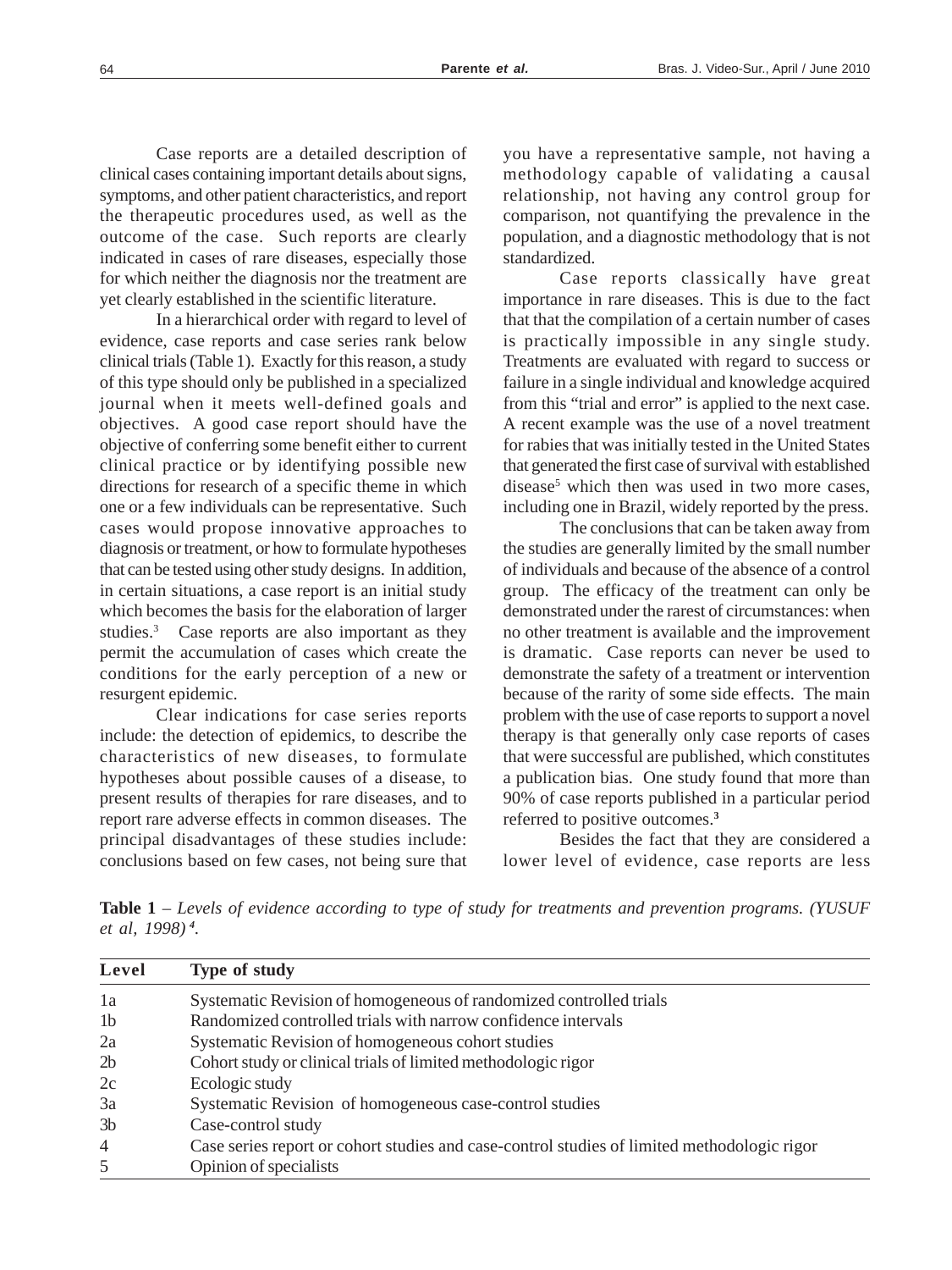Case reports are a detailed description of clinical cases containing important details about signs, symptoms, and other patient characteristics, and report the therapeutic procedures used, as well as the outcome of the case. Such reports are clearly indicated in cases of rare diseases, especially those for which neither the diagnosis nor the treatment are yet clearly established in the scientific literature.

In a hierarchical order with regard to level of evidence, case reports and case series rank below clinical trials (Table 1). Exactly for this reason, a study of this type should only be published in a specialized journal when it meets well-defined goals and objectives. A good case report should have the objective of conferring some benefit either to current clinical practice or by identifying possible new directions for research of a specific theme in which one or a few individuals can be representative. Such cases would propose innovative approaches to diagnosis or treatment, or how to formulate hypotheses that can be tested using other study designs. In addition, in certain situations, a case report is an initial study which becomes the basis for the elaboration of larger studies.[3] Case reports are also important as they permit the accumulation of cases which create the conditions for the early perception of a new or resurgent epidemic.

Clear indications for case series reports include: the detection of epidemics, to describe the characteristics of new diseases, to formulate hypotheses about possible causes of a disease, to present results of therapies for rare diseases, and to report rare adverse effects in common diseases. The principal disadvantages of these studies include: conclusions based on few cases, not being sure that you have a representative sample, not having a methodology capable of validating a causal relationship, not having any control group for comparison, not quantifying the prevalence in the population, and a diagnostic methodology that is not standardized.

Case reports classically have great importance in rare diseases. This is due to the fact that that the compilation of a certain number of cases is practically impossible in any single study. Treatments are evaluated with regard to success or failure in a single individual and knowledge acquired from this "trial and error" is applied to the next case. A recent example was the use of a novel treatment for rabies that was initially tested in the United States that generated the first case of survival with established disease[5] which then was used in two more cases, including one in Brazil, widely reported by the press.

The conclusions that can be taken away from the studies are generally limited by the small number of individuals and because of the absence of a control group. The efficacy of the treatment can only be demonstrated under the rarest of circumstances: when no other treatment is available and the improvement is dramatic. Case reports can never be used to demonstrate the safety of a treatment or intervention because of the rarity of some side effects. The main problem with the use of case reports to support a novel therapy is that generally only case reports of cases that were successful are published, which constitutes a publication bias. One study found that more than 90% of case reports published in a particular period referred to positive outcomes.[3]

Besides the fact that they are considered a lower level of evidence, case reports are less

**Table 1** – *Levels of evidence according to type of study for treatments and prevention programs. (YUSUF et al, 1998)*[4].

| Level | Type of study |
|---|---|
| 1a | Systematic Revision of homogeneous of randomized controlled trials |
| 1b | Randomized controlled trials with narrow confidence intervals |
| 2a | Systematic Revision of homogeneous cohort studies |
| 2b | Cohort study or clinical trials of limited methodologic rigor |
| 2c | Ecologic study |
| 3a | Systematic Revision of homogeneous case-control studies |
| 3b | Case-control study |
| 4 | Case series report or cohort studies and case-control studies of limited methodologic rigor |
| 5 | Opinion of specialists |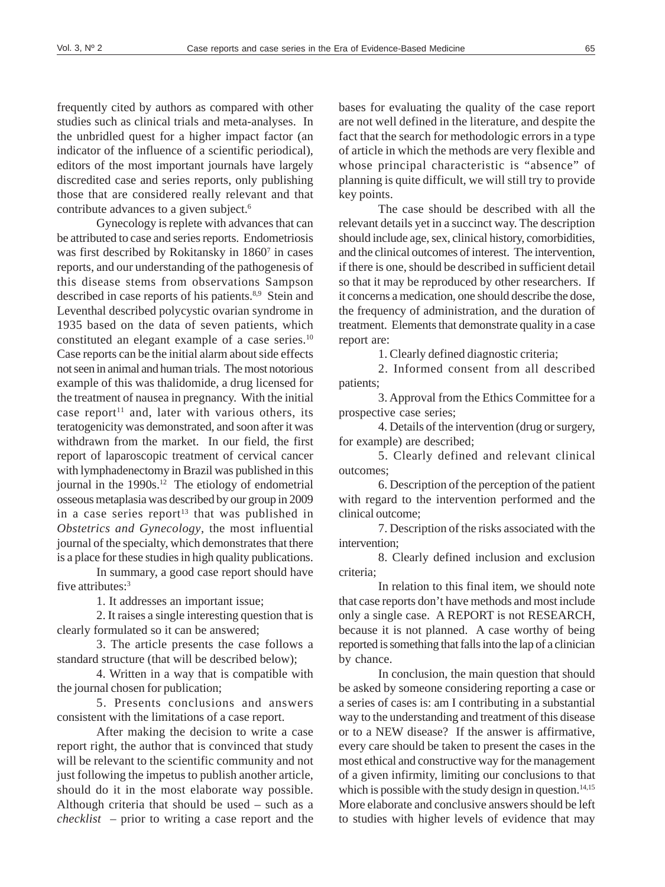frequently cited by authors as compared with other studies such as clinical trials and meta-analyses. In the unbridled quest for a higher impact factor (an indicator of the influence of a scientific periodical), editors of the most important journals have largely discredited case and series reports, only publishing those that are considered really relevant and that contribute advances to a given subject.[6]

Gynecology is replete with advances that can be attributed to case and series reports. Endometriosis was first described by Rokitansky in 1860[7] in cases reports, and our understanding of the pathogenesis of this disease stems from observations Sampson described in case reports of his patients.[8,9] Stein and Leventhal described polycystic ovarian syndrome in 1935 based on the data of seven patients, which constituted an elegant example of a case series.[10] Case reports can be the initial alarm about side effects not seen in animal and human trials. The most notorious example of this was thalidomide, a drug licensed for the treatment of nausea in pregnancy. With the initial case report[11] and, later with various others, its teratogenicity was demonstrated, and soon after it was withdrawn from the market. In our field, the first report of laparoscopic treatment of cervical cancer with lymphadenectomy in Brazil was published in this journal in the 1990s.[12] The etiology of endometrial osseous metaplasia was described by our group in 2009 in a case series report[13] that was published in *Obstetrics and Gynecology*, the most influential journal of the specialty, which demonstrates that there is a place for these studies in high quality publications.

In summary, a good case report should have five attributes:[3]

1. It addresses an important issue;

2. It raises a single interesting question that is clearly formulated so it can be answered;

3. The article presents the case follows a standard structure (that will be described below);

4. Written in a way that is compatible with the journal chosen for publication;

5. Presents conclusions and answers consistent with the limitations of a case report.

After making the decision to write a case report right, the author that is convinced that study will be relevant to the scientific community and not just following the impetus to publish another article, should do it in the most elaborate way possible. Although criteria that should be used – such as a *checklist* – prior to writing a case report and the bases for evaluating the quality of the case report are not well defined in the literature, and despite the fact that the search for methodologic errors in a type of article in which the methods are very flexible and whose principal characteristic is "absence" of planning is quite difficult, we will still try to provide key points.

The case should be described with all the relevant details yet in a succinct way. The description should include age, sex, clinical history, comorbidities, and the clinical outcomes of interest. The intervention, if there is one, should be described in sufficient detail so that it may be reproduced by other researchers. If it concerns a medication, one should describe the dose, the frequency of administration, and the duration of treatment. Elements that demonstrate quality in a case report are:

1. Clearly defined diagnostic criteria;

2. Informed consent from all described patients;

3. Approval from the Ethics Committee for a prospective case series;

4. Details of the intervention (drug or surgery, for example) are described;

5. Clearly defined and relevant clinical outcomes;

6. Description of the perception of the patient with regard to the intervention performed and the clinical outcome;

7. Description of the risks associated with the intervention;

8. Clearly defined inclusion and exclusion criteria;

In relation to this final item, we should note that case reports don't have methods and most include only a single case. A REPORT is not RESEARCH, because it is not planned. A case worthy of being reported is something that falls into the lap of a clinician by chance.

In conclusion, the main question that should be asked by someone considering reporting a case or a series of cases is: am I contributing in a substantial way to the understanding and treatment of this disease or to a NEW disease? If the answer is affirmative, every care should be taken to present the cases in the most ethical and constructive way for the management of a given infirmity, limiting our conclusions to that which is possible with the study design in question.[14,15] More elaborate and conclusive answers should be left to studies with higher levels of evidence that may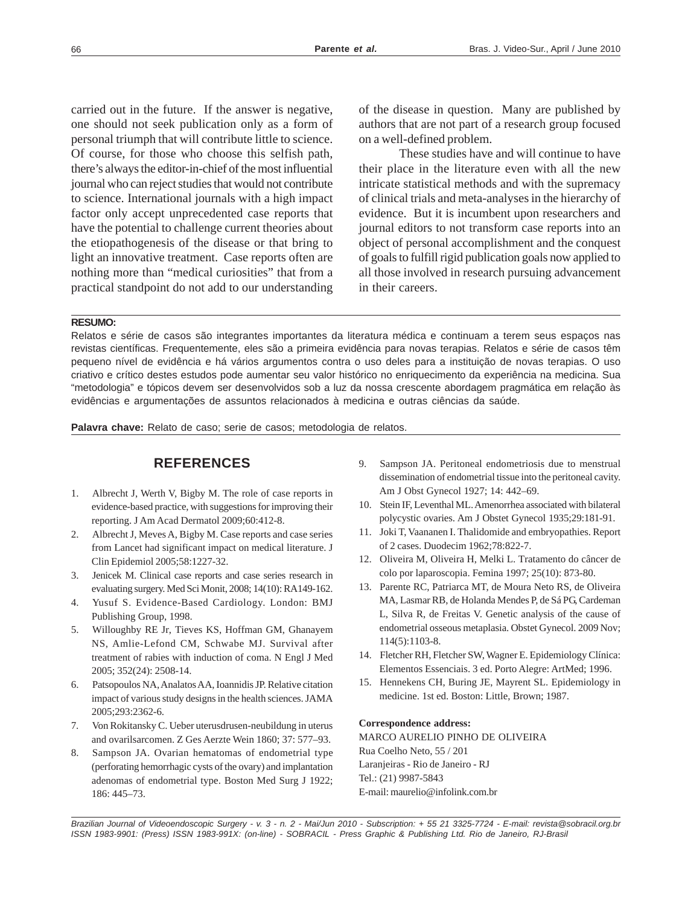carried out in the future. If the answer is negative, one should not seek publication only as a form of personal triumph that will contribute little to science. Of course, for those who choose this selfish path, there's always the editor-in-chief of the most influential journal who can reject studies that would not contribute to science. International journals with a high impact factor only accept unprecedented case reports that have the potential to challenge current theories about the etiopathogenesis of the disease or that bring to light an innovative treatment. Case reports often are nothing more than "medical curiosities" that from a practical standpoint do not add to our understanding of the disease in question. Many are published by authors that are not part of a research group focused on a well-defined problem.

These studies have and will continue to have their place in the literature even with all the new intricate statistical methods and with the supremacy of clinical trials and meta-analyses in the hierarchy of evidence. But it is incumbent upon researchers and journal editors to not transform case reports into an object of personal accomplishment and the conquest of goals to fulfill rigid publication goals now applied to all those involved in research pursuing advancement in their careers.

**RESUMO:**

Relatos e série de casos são integrantes importantes da literatura médica e continuam a terem seus espaços nas revistas científicas. Frequentemente, eles são a primeira evidência para novas terapias. Relatos e série de casos têm pequeno nível de evidência e há vários argumentos contra o uso deles para a instituição de novas terapias. O uso criativo e crítico destes estudos pode aumentar seu valor histórico no enriquecimento da experiência na medicina. Sua "metodologia" e tópicos devem ser desenvolvidos sob a luz da nossa crescente abordagem pragmática em relação às evidências e argumentações de assuntos relacionados à medicina e outras ciências da saúde.

**Palavra chave:** Relato de caso; serie de casos; metodologia de relatos.

## REFERENCES

1. Albrecht J, Werth V, Bigby M. The role of case reports in evidence-based practice, with suggestions for improving their reporting. J Am Acad Dermatol 2009;60:412-8.
2. Albrecht J, Meves A, Bigby M. Case reports and case series from Lancet had significant impact on medical literature. J Clin Epidemiol 2005;58:1227-32.
3. Jenicek M. Clinical case reports and case series research in evaluating surgery. Med Sci Monit, 2008; 14(10): RA149-162.
4. Yusuf S. Evidence-Based Cardiology. London: BMJ Publishing Group, 1998.
5. Willoughby RE Jr, Tieves KS, Hoffman GM, Ghanayem NS, Amlie-Lefond CM, Schwabe MJ. Survival after treatment of rabies with induction of coma. N Engl J Med 2005; 352(24): 2508-14.
6. Patsopoulos NA, Analatos AA, Ioannidis JP. Relative citation impact of various study designs in the health sciences. JAMA 2005;293:2362-6.
7. Von Rokitansky C. Ueber uterusdrusen-neubildung in uterus and ovarilsarcomen. Z Ges Aerzte Wein 1860; 37: 577–93.
8. Sampson JA. Ovarian hematomas of endometrial type (perforating hemorrhagic cysts of the ovary) and implantation adenomas of endometrial type. Boston Med Surg J 1922; 186: 445–73.
9. Sampson JA. Peritoneal endometriosis due to menstrual dissemination of endometrial tissue into the peritoneal cavity. Am J Obst Gynecol 1927; 14: 442–69.
10. Stein IF, Leventhal ML. Amenorrhea associated with bilateral polycystic ovaries. Am J Obstet Gynecol 1935;29:181-91.
11. Joki T, Vaananen I. Thalidomide and embryopathies. Report of 2 cases. Duodecim 1962;78:822-7.
12. Oliveira M, Oliveira H, Melki L. Tratamento do câncer de colo por laparoscopia. Femina 1997; 25(10): 873-80.
13. Parente RC, Patriarca MT, de Moura Neto RS, de Oliveira MA, Lasmar RB, de Holanda Mendes P, de Sá PG, Cardeman L, Silva R, de Freitas V. Genetic analysis of the cause of endometrial osseous metaplasia. Obstet Gynecol. 2009 Nov; 114(5):1103-8.
14. Fletcher RH, Fletcher SW, Wagner E. Epidemiology Clínica: Elementos Essenciais. 3 ed. Porto Alegre: ArtMed; 1996.
15. Hennekens CH, Buring JE, Mayrent SL. Epidemiology in medicine. 1st ed. Boston: Little, Brown; 1987.

**Correspondence address:**

MARCO AURELIO PINHO DE OLIVEIRA
Rua Coelho Neto, 55 / 201
Laranjeiras - Rio de Janeiro - RJ
Tel.: (21) 9987-5843
E-mail: maurelio@infolink.com.br